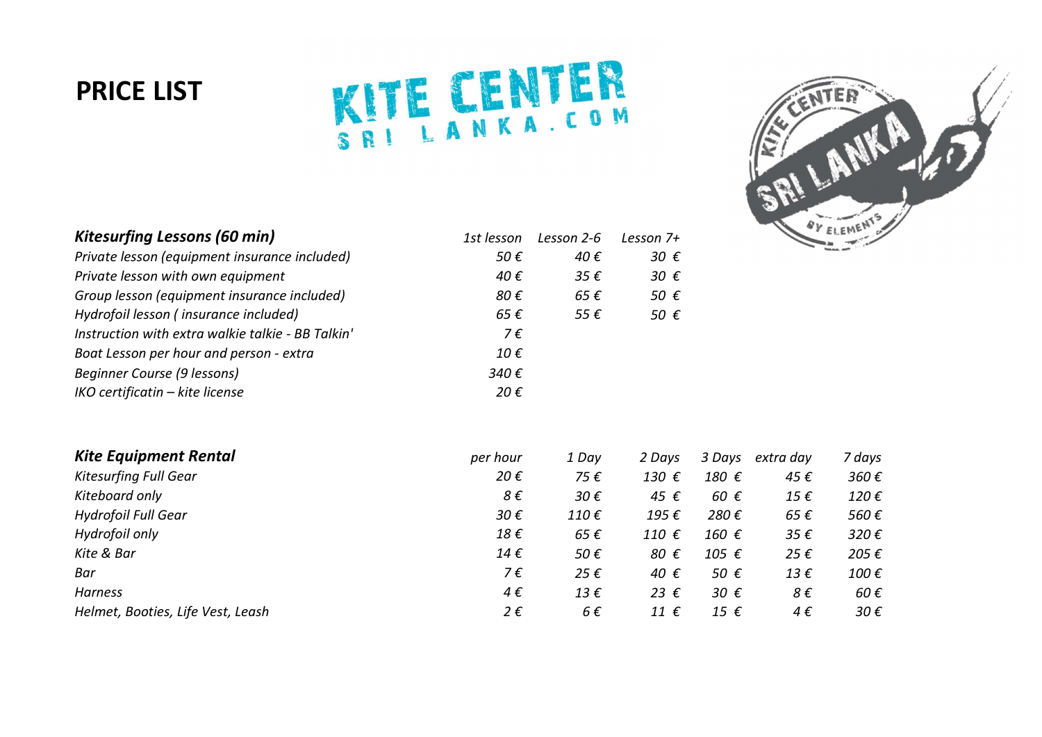# PRICE LIST

KITE CENTER SRI LANKA.COM

| *Kitesurfing Lessons (60 min)* | *1st lesson* | *Lesson 2-6* | *Lesson 7+* |
|---|---|---|---|
| *Private lesson (equipment insurance included)* | *50 €* | *40 €* | *30 €* |
| *Private lesson with own equipment* | *40 €* | *35 €* | *30 €* |
| *Group lesson (equipment insurance included)* | *80 €* | *65 €* | *50 €* |
| *Hydrofoil lesson ( insurance included)* | *65 €* | *55 €* | *50 €* |
| *Instruction with extra walkie talkie - BB Talkin'* | *7 €* | | |
| *Boat Lesson per hour and person - extra* | *10 €* | | |
| *Beginner Course (9 lessons)* | *340 €* | | |
| *IKO certificatin – kite license* | *20 €* | | |

| *Kite Equipment Rental* | *per hour* | *1 Day* | *2 Days* | *3 Days* | *extra day* | *7 days* |
|---|---|---|---|---|---|---|
| *Kitesurfing Full Gear* | *20 €* | *75 €* | *130 €* | *180 €* | *45 €* | *360 €* |
| *Kiteboard only* | *8 €* | *30 €* | *45 €* | *60 €* | *15 €* | *120 €* |
| *Hydrofoil Full Gear* | *30 €* | *110 €* | *195 €* | *280 €* | *65 €* | *560 €* |
| *Hydrofoil only* | *18 €* | *65 €* | *110 €* | *160 €* | *35 €* | *320 €* |
| *Kite & Bar* | *14 €* | *50 €* | *80 €* | *105 €* | *25 €* | *205 €* |
| *Bar* | *7 €* | *25 €* | *40 €* | *50 €* | *13 €* | *100 €* |
| *Harness* | *4 €* | *13 €* | *23 €* | *30 €* | *8 €* | *60 €* |
| *Helmet, Booties, Life Vest, Leash* | *2 €* | *6 €* | *11 €* | *15 €* | *4 €* | *30 €* |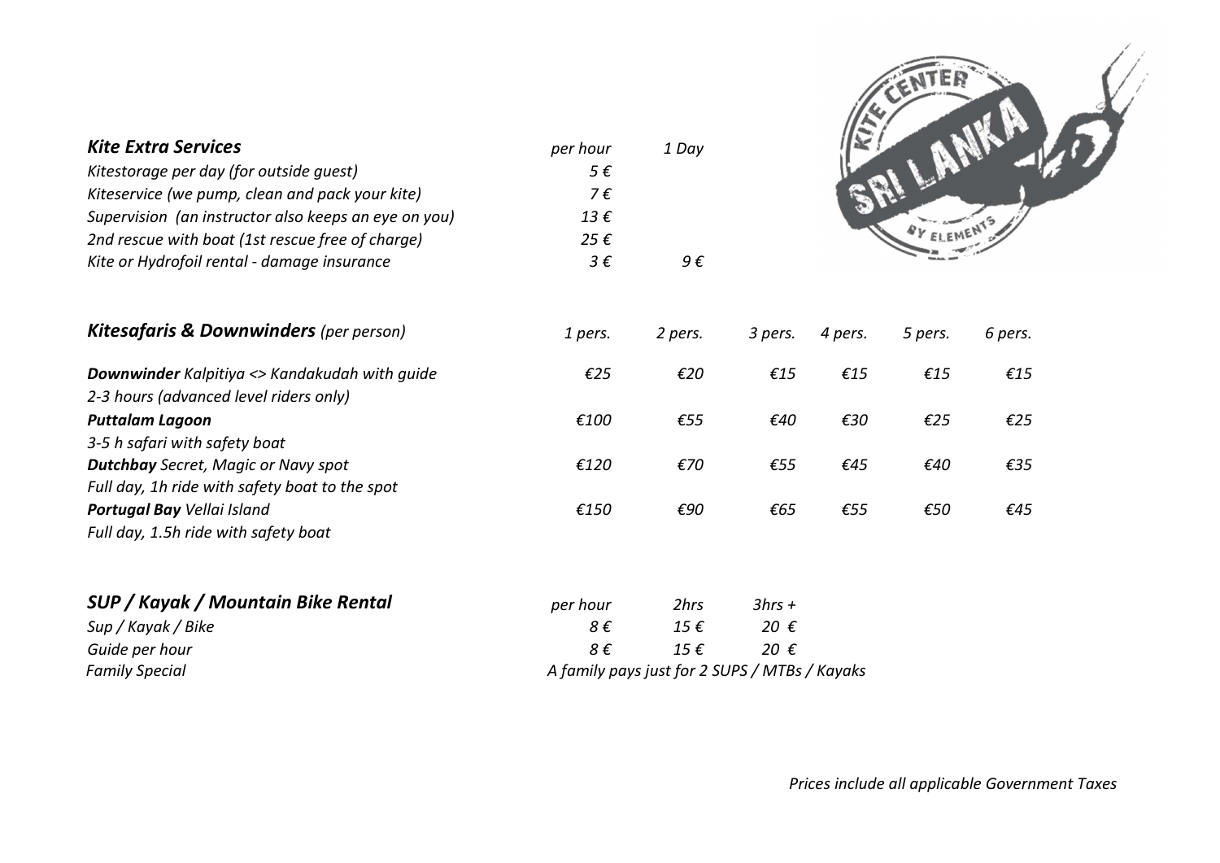| *Kite Extra Services* | *per hour* | *1 Day* |
|---|---|---|
| *Kitestorage per day (for outside guest)* | *5 €* | |
| *Kiteservice (we pump, clean and pack your kite)* | *7 €* | |
| *Supervision (an instructor also keeps an eye on you)* | *13 €* | |
| *2nd rescue with boat (1st rescue free of charge)* | *25 €* | |
| *Kite or Hydrofoil rental - damage insurance* | *3 €* | *9 €* |

| ***Kitesafaris & Downwinders** (per person)* | *1 pers.* | *2 pers.* | *3 pers.* | *4 pers.* | *5 pers.* | *6 pers.* |
|---|---|---|---|---|---|---|
| ***Downwinder** Kalpitiya <> Kandakudah with guide*<br>*2-3 hours (advanced level riders only)* | *€25* | *€20* | *€15* | *€15* | *€15* | *€15* |
| ***Puttalam Lagoon***<br>*3-5 h safari with safety boat* | *€100* | *€55* | *€40* | *€30* | *€25* | *€25* |
| ***Dutchbay** Secret, Magic or Navy spot*<br>*Full day, 1h ride with safety boat to the spot* | *€120* | *€70* | *€55* | *€45* | *€40* | *€35* |
| ***Portugal Bay** Vellai Island*<br>*Full day, 1.5h ride with safety boat* | *€150* | *€90* | *€65* | *€55* | *€50* | *€45* |

| *SUP / Kayak / Mountain Bike Rental* | *per hour* | *2hrs* | *3hrs +* |
|---|---|---|---|
| *Sup / Kayak / Bike* | *8 €* | *15 €* | *20 €* |
| *Guide per hour* | *8 €* | *15 €* | *20 €* |
| *Family Special* | *A family pays just for 2 SUPS / MTBs / Kayaks* | | |

*Prices include all applicable Government Taxes*